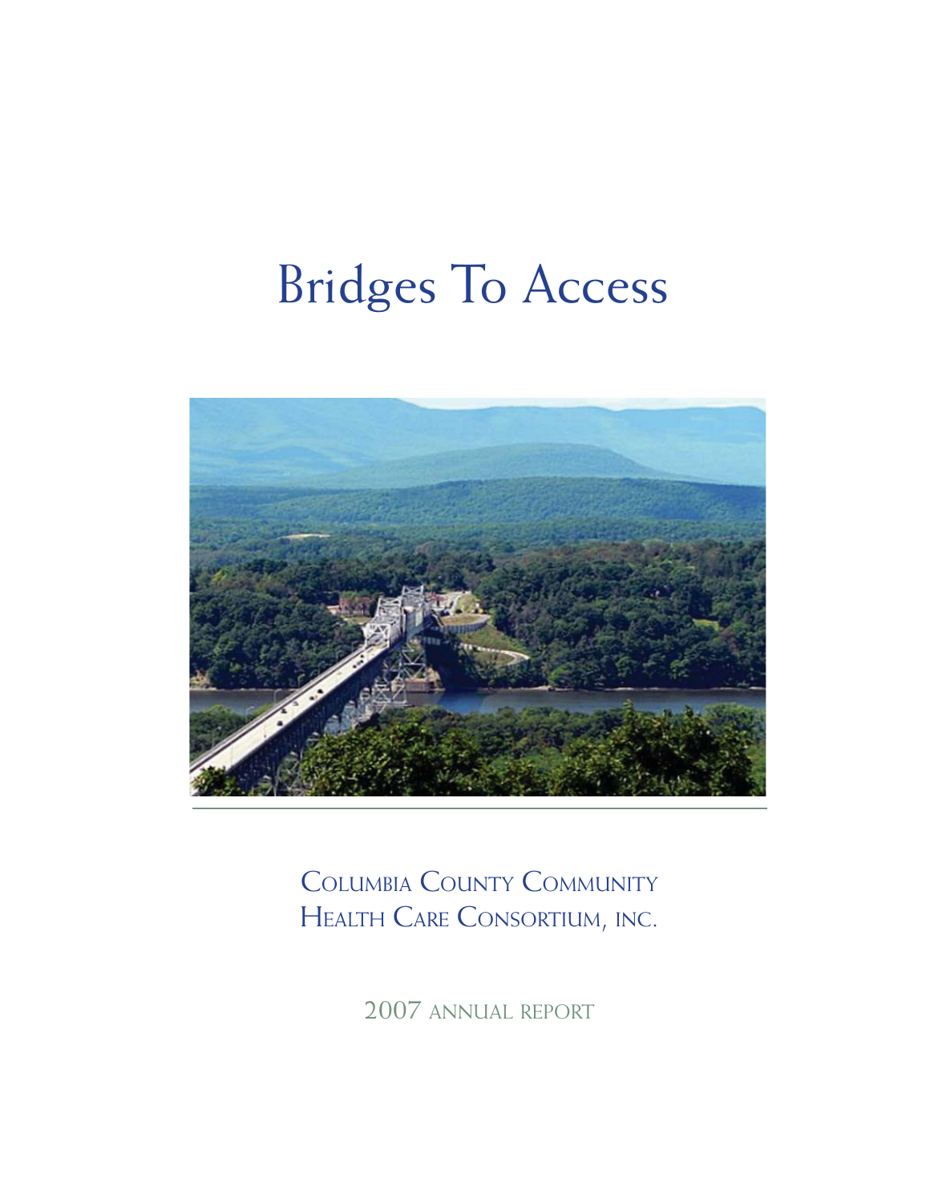# Bridges To Access

## Columbia County Community Health Care Consortium, inc.

2007 annual report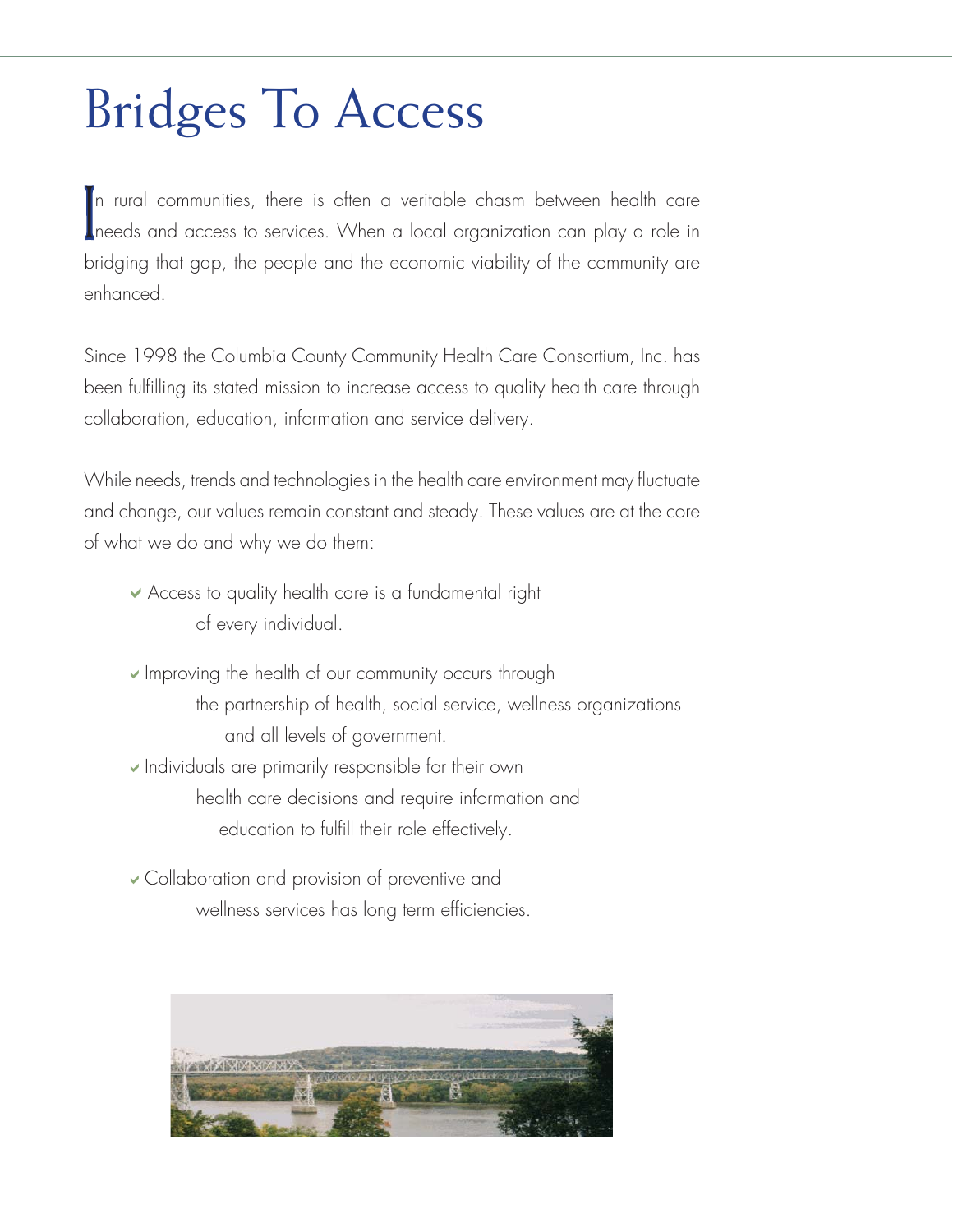# Bridges To Access

In rural communities, there is often a veritable chasm between health care needs and access to services. When a local organization can play a role in bridging that gap, the people and the economic viability of the community are enhanced.

Since 1998 the Columbia County Community Health Care Consortium, Inc. has been fulfilling its stated mission to increase access to quality health care through collaboration, education, information and service delivery.

While needs, trends and technologies in the health care environment may fluctuate and change, our values remain constant and steady. These values are at the core of what we do and why we do them:

- Access to quality health care is a fundamental right of every individual.
- Improving the health of our community occurs through the partnership of health, social service, wellness organizations and all levels of government.
- Individuals are primarily responsible for their own health care decisions and require information and education to fulfill their role effectively.
- Collaboration and provision of preventive and wellness services has long term efficiencies.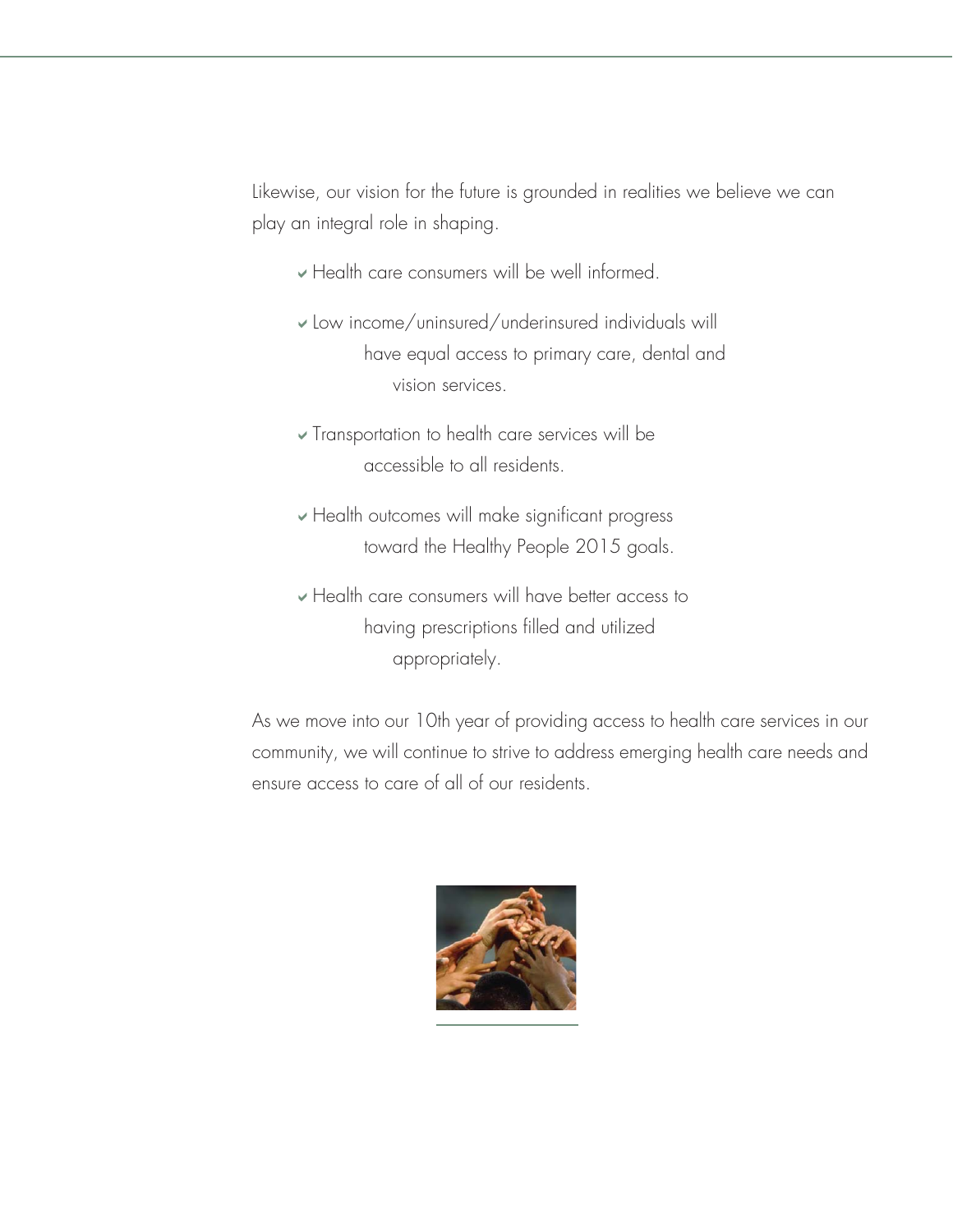Likewise, our vision for the future is grounded in realities we believe we can play an integral role in shaping.

- Health care consumers will be well informed.
- Low income/uninsured/underinsured individuals will have equal access to primary care, dental and vision services.
- Transportation to health care services will be accessible to all residents.
- Health outcomes will make significant progress toward the Healthy People 2015 goals.
- Health care consumers will have better access to having prescriptions filled and utilized appropriately.

As we move into our 10th year of providing access to health care services in our community, we will continue to strive to address emerging health care needs and ensure access to care of all of our residents.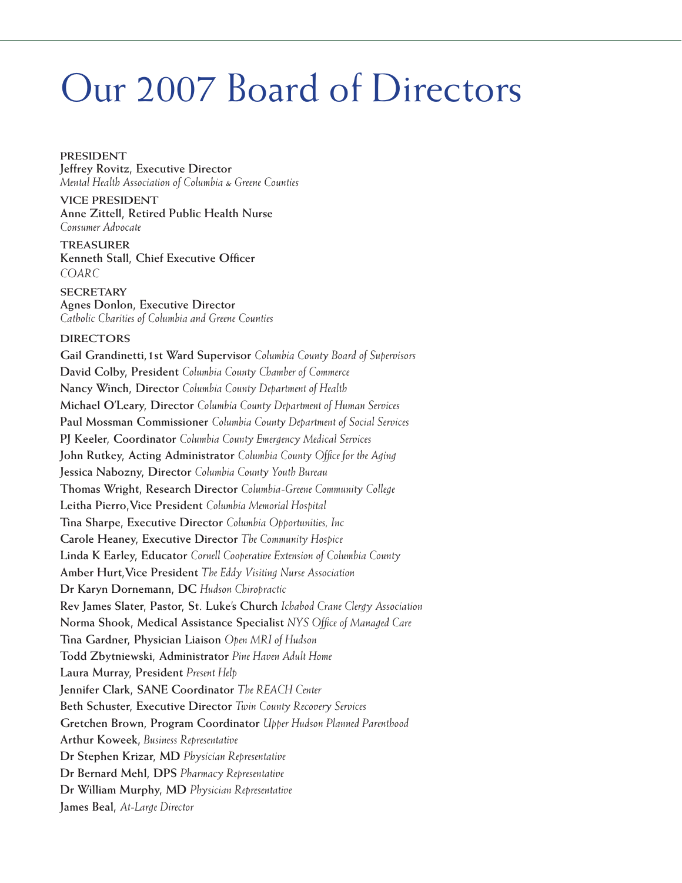# Our 2007 Board of Directors

**PRESIDENT**
**Jeffrey Rovitz, Executive Director**
*Mental Health Association of Columbia & Greene Counties*

**VICE PRESIDENT**
**Anne Zittell, Retired Public Health Nurse**
*Consumer Advocate*

**TREASURER**
**Kenneth Stall, Chief Executive Officer**
*COARC*

**SECRETARY**
**Agnes Donlon, Executive Director**
*Catholic Charities of Columbia and Greene Counties*

**DIRECTORS**

**Gail Grandinetti, 1st Ward Supervisor** *Columbia County Board of Supervisors*
**David Colby, President** *Columbia County Chamber of Commerce*
**Nancy Winch, Director** *Columbia County Department of Health*
**Michael O'Leary, Director** *Columbia County Department of Human Services*
**Paul Mossman Commissioner** *Columbia County Department of Social Services*
**PJ Keeler, Coordinator** *Columbia County Emergency Medical Services*
**John Rutkey, Acting Administrator** *Columbia County Office for the Aging*
**Jessica Nabozny, Director** *Columbia County Youth Bureau*
**Thomas Wright, Research Director** *Columbia-Greene Community College*
**Leitha Pierro, Vice President** *Columbia Memorial Hospital*
**Tina Sharpe, Executive Director** *Columbia Opportunities, Inc*
**Carole Heaney, Executive Director** *The Community Hospice*
**Linda K Earley, Educator** *Cornell Cooperative Extension of Columbia County*
**Amber Hurt, Vice President** *The Eddy Visiting Nurse Association*
**Dr Karyn Dornemann, DC** *Hudson Chiropractic*
**Rev James Slater, Pastor, St. Luke's Church** *Ichabod Crane Clergy Association*
**Norma Shook, Medical Assistance Specialist** *NYS Office of Managed Care*
**Tina Gardner, Physician Liaison** *Open MRI of Hudson*
**Todd Zbytniewski, Administrator** *Pine Haven Adult Home*
**Laura Murray, President** *Present Help*
**Jennifer Clark, SANE Coordinator** *The REACH Center*
**Beth Schuster, Executive Director** *Twin County Recovery Services*
**Gretchen Brown, Program Coordinator** *Upper Hudson Planned Parenthood*
**Arthur Koweek,** *Business Representative*
**Dr Stephen Krizar, MD** *Physician Representative*
**Dr Bernard Mehl, DPS** *Pharmacy Representative*
**Dr William Murphy, MD** *Physician Representative*
**James Beal,** *At-Large Director*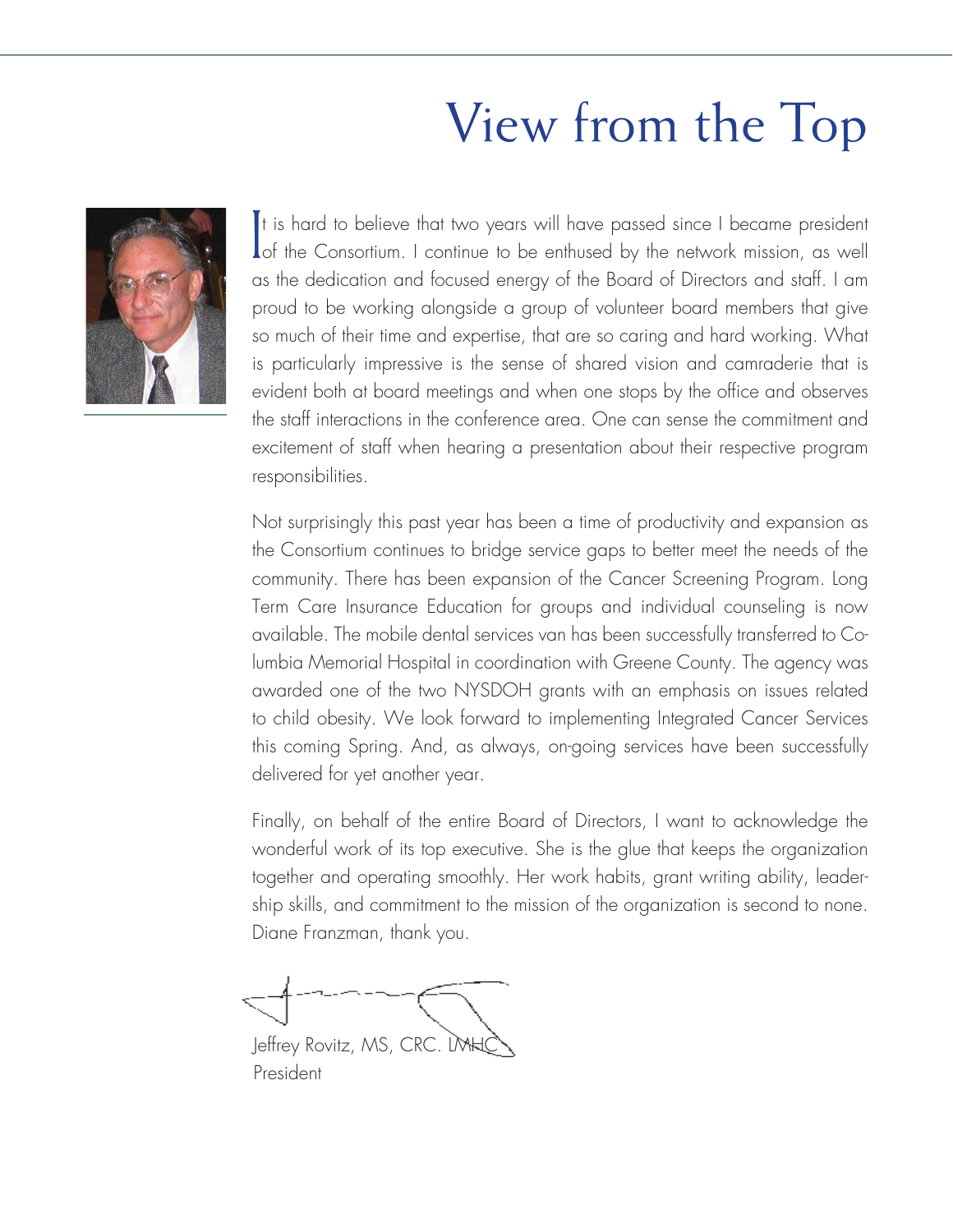# View from the Top

It is hard to believe that two years will have passed since I became president of the Consortium. I continue to be enthused by the network mission, as well as the dedication and focused energy of the Board of Directors and staff. I am proud to be working alongside a group of volunteer board members that give so much of their time and expertise, that are so caring and hard working. What is particularly impressive is the sense of shared vision and camraderie that is evident both at board meetings and when one stops by the office and observes the staff interactions in the conference area. One can sense the commitment and excitement of staff when hearing a presentation about their respective program responsibilities.

Not surprisingly this past year has been a time of productivity and expansion as the Consortium continues to bridge service gaps to better meet the needs of the community. There has been expansion of the Cancer Screening Program. Long Term Care Insurance Education for groups and individual counseling is now available. The mobile dental services van has been successfully transferred to Columbia Memorial Hospital in coordination with Greene County. The agency was awarded one of the two NYSDOH grants with an emphasis on issues related to child obesity. We look forward to implementing Integrated Cancer Services this coming Spring. And, as always, on-going services have been successfully delivered for yet another year.

Finally, on behalf of the entire Board of Directors, I want to acknowledge the wonderful work of its top executive. She is the glue that keeps the organization together and operating smoothly. Her work habits, grant writing ability, leadership skills, and commitment to the mission of the organization is second to none. Diane Franzman, thank you.

Jeffrey Rovitz, MS, CRC. LMHC
President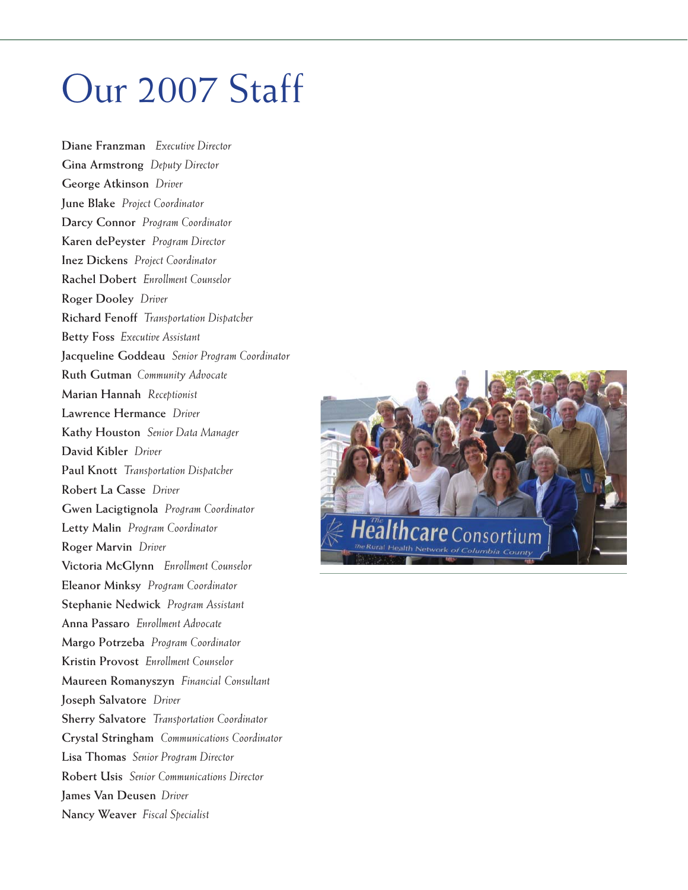# Our 2007 Staff

**Diane Franzman** *Executive Director*
**Gina Armstrong** *Deputy Director*
**George Atkinson** *Driver*
**June Blake** *Project Coordinator*
**Darcy Connor** *Program Coordinator*
**Karen dePeyster** *Program Director*
**Inez Dickens** *Project Coordinator*
**Rachel Dobert** *Enrollment Counselor*
**Roger Dooley** *Driver*
**Richard Fenoff** *Transportation Dispatcher*
**Betty Foss** *Executive Assistant*
**Jacqueline Goddeau** *Senior Program Coordinator*
**Ruth Gutman** *Community Advocate*
**Marian Hannah** *Receptionist*
**Lawrence Hermance** *Driver*
**Kathy Houston** *Senior Data Manager*
**David Kibler** *Driver*
**Paul Knott** *Transportation Dispatcher*
**Robert La Casse** *Driver*
**Gwen Lacigtignola** *Program Coordinator*
**Letty Malin** *Program Coordinator*
**Roger Marvin** *Driver*
**Victoria McGlynn** *Enrollment Counselor*
**Eleanor Minksy** *Program Coordinator*
**Stephanie Nedwick** *Program Assistant*
**Anna Passaro** *Enrollment Advocate*
**Margo Potrzeba** *Program Coordinator*
**Kristin Provost** *Enrollment Counselor*
**Maureen Romanyszyn** *Financial Consultant*
**Joseph Salvatore** *Driver*
**Sherry Salvatore** *Transportation Coordinator*
**Crystal Stringham** *Communications Coordinator*
**Lisa Thomas** *Senior Program Director*
**Robert Usis** *Senior Communications Director*
**James Van Deusen** *Driver*
**Nancy Weaver** *Fiscal Specialist*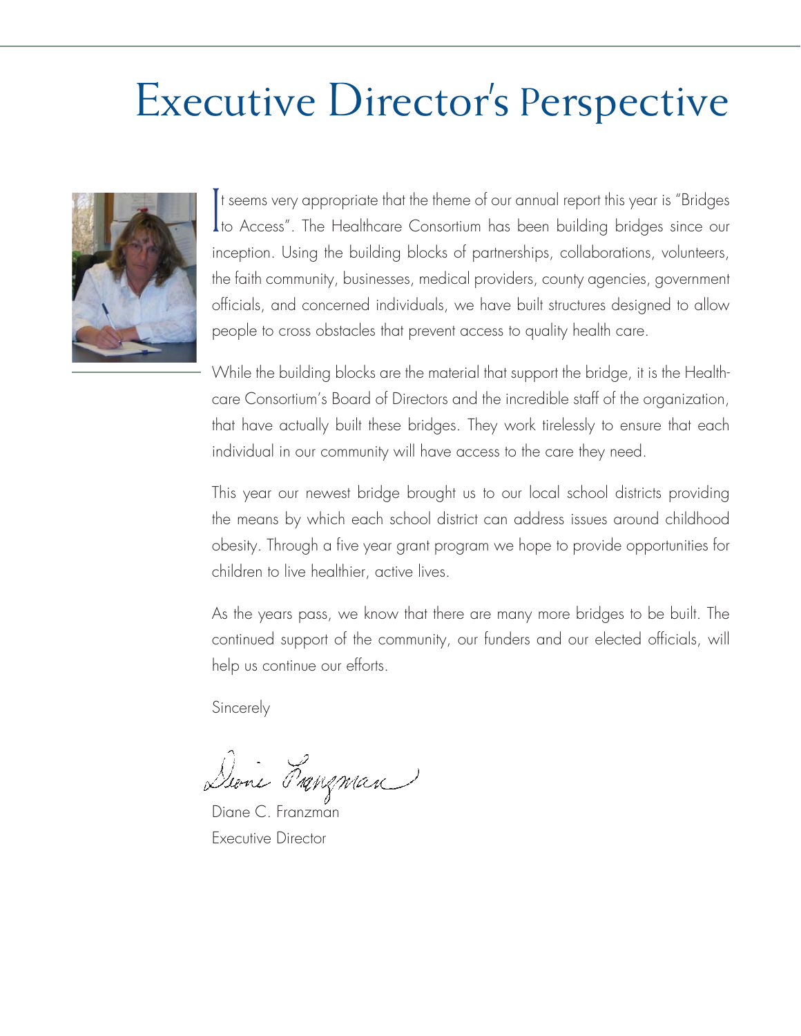# Executive Director's Perspective

It seems very appropriate that the theme of our annual report this year is "Bridges to Access". The Healthcare Consortium has been building bridges since our inception. Using the building blocks of partnerships, collaborations, volunteers, the faith community, businesses, medical providers, county agencies, government officials, and concerned individuals, we have built structures designed to allow people to cross obstacles that prevent access to quality health care.

While the building blocks are the material that support the bridge, it is the Healthcare Consortium's Board of Directors and the incredible staff of the organization, that have actually built these bridges. They work tirelessly to ensure that each individual in our community will have access to the care they need.

This year our newest bridge brought us to our local school districts providing the means by which each school district can address issues around childhood obesity. Through a five year grant program we hope to provide opportunities for children to live healthier, active lives.

As the years pass, we know that there are many more bridges to be built. The continued support of the community, our funders and our elected officials, will help us continue our efforts.

Sincerely

Diane C. Franzman  
Executive Director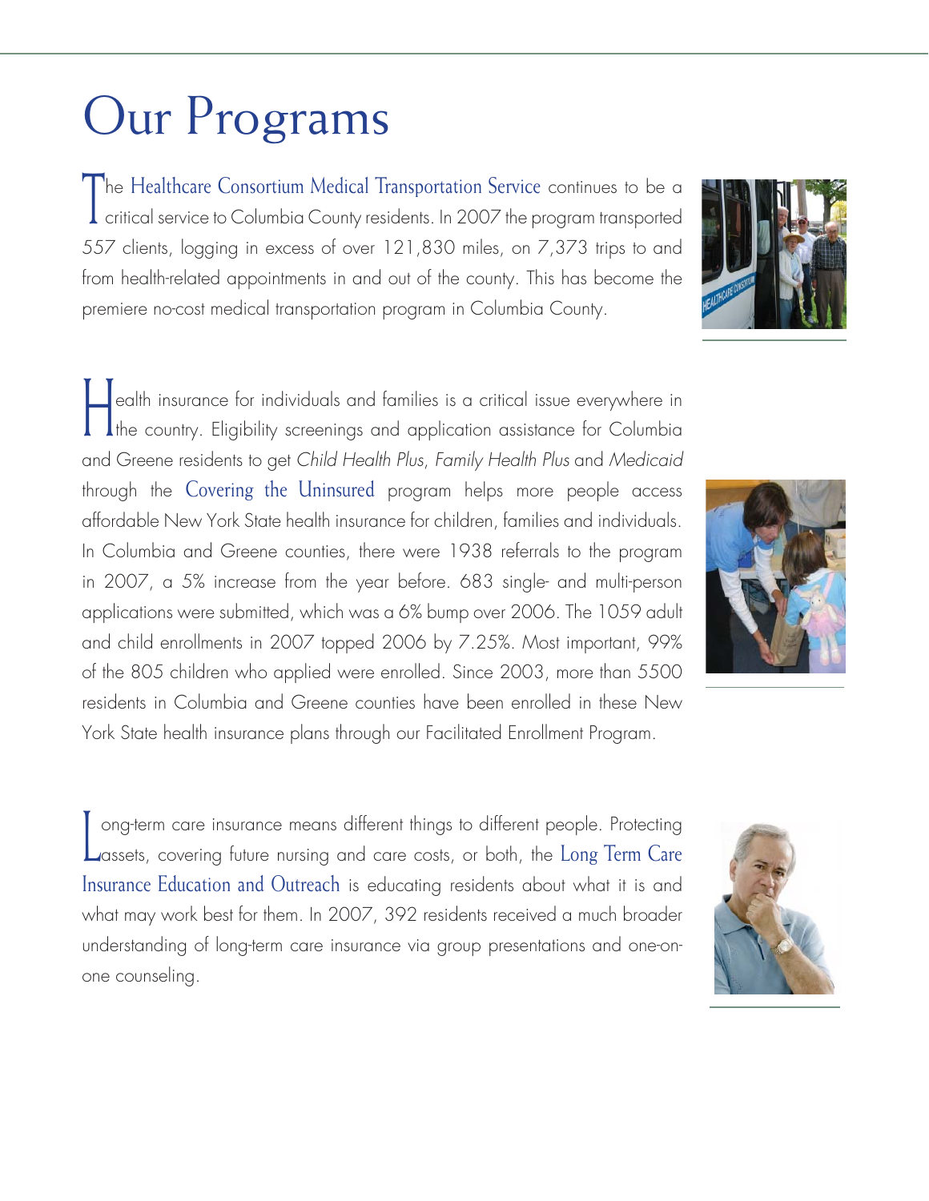# Our Programs

The Healthcare Consortium Medical Transportation Service continues to be a critical service to Columbia County residents. In 2007 the program transported 557 clients, logging in excess of over 121,830 miles, on 7,373 trips to and from health-related appointments in and out of the county. This has become the premiere no-cost medical transportation program in Columbia County.

Health insurance for individuals and families is a critical issue everywhere in the country. Eligibility screenings and application assistance for Columbia and Greene residents to get *Child Health Plus*, *Family Health Plus* and *Medicaid* through the Covering the Uninsured program helps more people access affordable New York State health insurance for children, families and individuals. In Columbia and Greene counties, there were 1938 referrals to the program in 2007, a 5% increase from the year before. 683 single- and multi-person applications were submitted, which was a 6% bump over 2006. The 1059 adult and child enrollments in 2007 topped 2006 by 7.25%. Most important, 99% of the 805 children who applied were enrolled. Since 2003, more than 5500 residents in Columbia and Greene counties have been enrolled in these New York State health insurance plans through our Facilitated Enrollment Program.

Long-term care insurance means different things to different people. Protecting assets, covering future nursing and care costs, or both, the Long Term Care Insurance Education and Outreach is educating residents about what it is and what may work best for them. In 2007, 392 residents received a much broader understanding of long-term care insurance via group presentations and one-on-one counseling.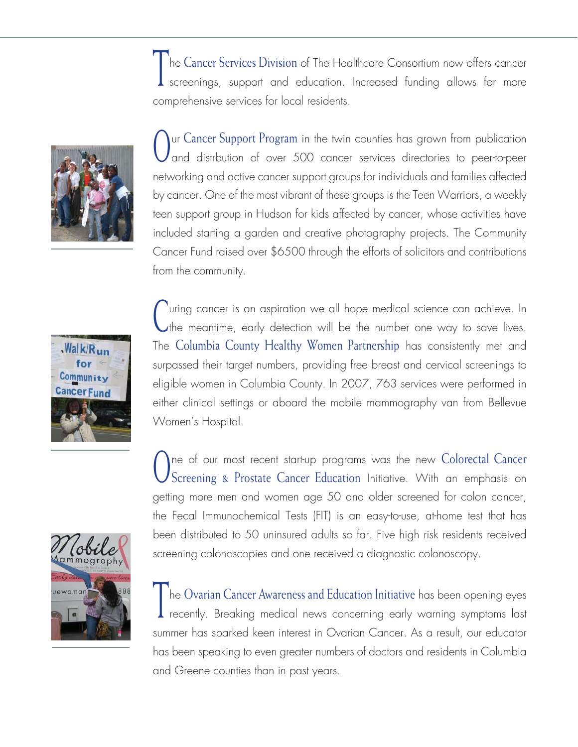The Cancer Services Division of The Healthcare Consortium now offers cancer screenings, support and education. Increased funding allows for more comprehensive services for local residents.

Our Cancer Support Program in the twin counties has grown from publication and distrbution of over 500 cancer services directories to peer-to-peer networking and active cancer support groups for individuals and families affected by cancer. One of the most vibrant of these groups is the Teen Warriors, a weekly teen support group in Hudson for kids affected by cancer, whose activities have included starting a garden and creative photography projects. The Community Cancer Fund raised over $6500 through the efforts of solicitors and contributions from the community.

Curing cancer is an aspiration we all hope medical science can achieve. In the meantime, early detection will be the number one way to save lives. The Columbia County Healthy Women Partnership has consistently met and surpassed their target numbers, providing free breast and cervical screenings to eligible women in Columbia County. In 2007, 763 services were performed in either clinical settings or aboard the mobile mammography van from Bellevue Women's Hospital.

One of our most recent start-up programs was the new Colorectal Cancer Screening & Prostate Cancer Education Initiative. With an emphasis on getting more men and women age 50 and older screened for colon cancer, the Fecal Immunochemical Tests (FIT) is an easy-to-use, at-home test that has been distributed to 50 uninsured adults so far. Five high risk residents received screening colonoscopies and one received a diagnostic colonoscopy.

The Ovarian Cancer Awareness and Education Initiative has been opening eyes recently. Breaking medical news concerning early warning symptoms last summer has sparked keen interest in Ovarian Cancer. As a result, our educator has been speaking to even greater numbers of doctors and residents in Columbia and Greene counties than in past years.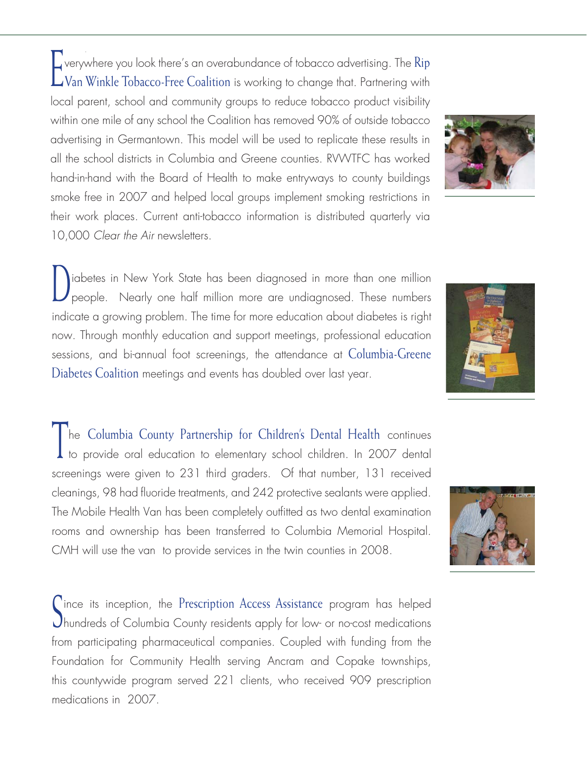Everywhere you look there's an overabundance of tobacco advertising. The Rip Van Winkle Tobacco-Free Coalition is working to change that. Partnering with local parent, school and community groups to reduce tobacco product visibility within one mile of any school the Coalition has removed 90% of outside tobacco advertising in Germantown. This model will be used to replicate these results in all the school districts in Columbia and Greene counties. RVWTFC has worked hand-in-hand with the Board of Health to make entryways to county buildings smoke free in 2007 and helped local groups implement smoking restrictions in their work places. Current anti-tobacco information is distributed quarterly via 10,000 *Clear the Air* newsletters.

Diabetes in New York State has been diagnosed in more than one million people. Nearly one half million more are undiagnosed. These numbers indicate a growing problem. The time for more education about diabetes is right now. Through monthly education and support meetings, professional education sessions, and bi-annual foot screenings, the attendance at Columbia-Greene Diabetes Coalition meetings and events has doubled over last year.

The Columbia County Partnership for Children's Dental Health continues to provide oral education to elementary school children. In 2007 dental screenings were given to 231 third graders. Of that number, 131 received cleanings, 98 had fluoride treatments, and 242 protective sealants were applied. The Mobile Health Van has been completely outfitted as two dental examination rooms and ownership has been transferred to Columbia Memorial Hospital. CMH will use the van to provide services in the twin counties in 2008.

Since its inception, the Prescription Access Assistance program has helped hundreds of Columbia County residents apply for low- or no-cost medications from participating pharmaceutical companies. Coupled with funding from the Foundation for Community Health serving Ancram and Copake townships, this countywide program served 221 clients, who received 909 prescription medications in 2007.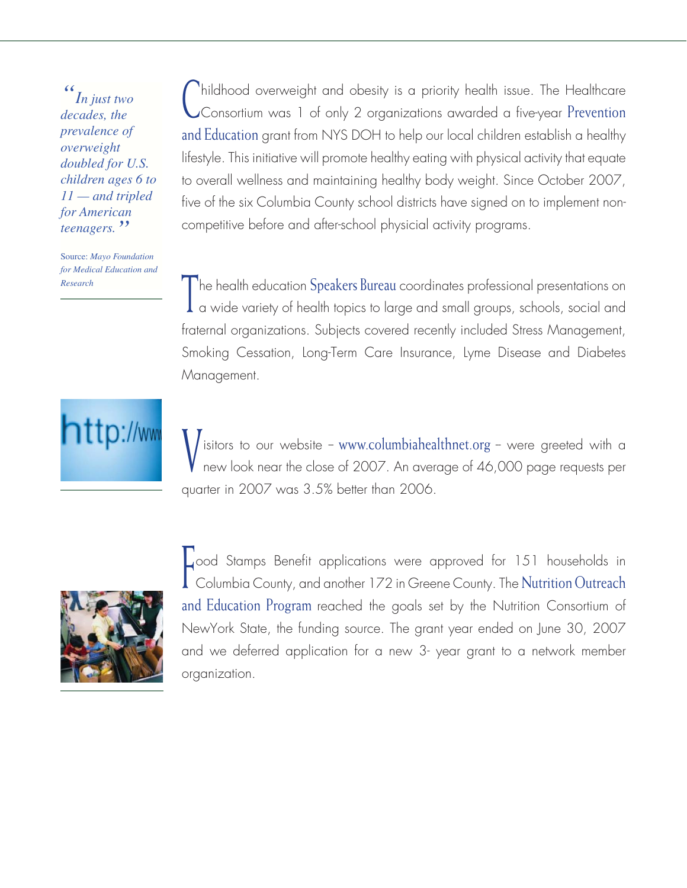*"In just two decades, the prevalence of overweight doubled for U.S. children ages 6 to 11 — and tripled for American teenagers."*

Source: *Mayo Foundation for Medical Education and Research*

Childhood overweight and obesity is a priority health issue. The Healthcare Consortium was 1 of only 2 organizations awarded a five-year Prevention and Education grant from NYS DOH to help our local children establish a healthy lifestyle. This initiative will promote healthy eating with physical activity that equate to overall wellness and maintaining healthy body weight. Since October 2007, five of the six Columbia County school districts have signed on to implement non-competitive before and after-school physicial activity programs.

The health education Speakers Bureau coordinates professional presentations on a wide variety of health topics to large and small groups, schools, social and fraternal organizations. Subjects covered recently included Stress Management, Smoking Cessation, Long-Term Care Insurance, Lyme Disease and Diabetes Management.

Visitors to our website – www.columbiahealthnet.org – were greeted with a new look near the close of 2007. An average of 46,000 page requests per quarter in 2007 was 3.5% better than 2006.

Food Stamps Benefit applications were approved for 151 households in Columbia County, and another 172 in Greene County. The Nutrition Outreach and Education Program reached the goals set by the Nutrition Consortium of NewYork State, the funding source. The grant year ended on June 30, 2007 and we deferred application for a new 3- year grant to a network member organization.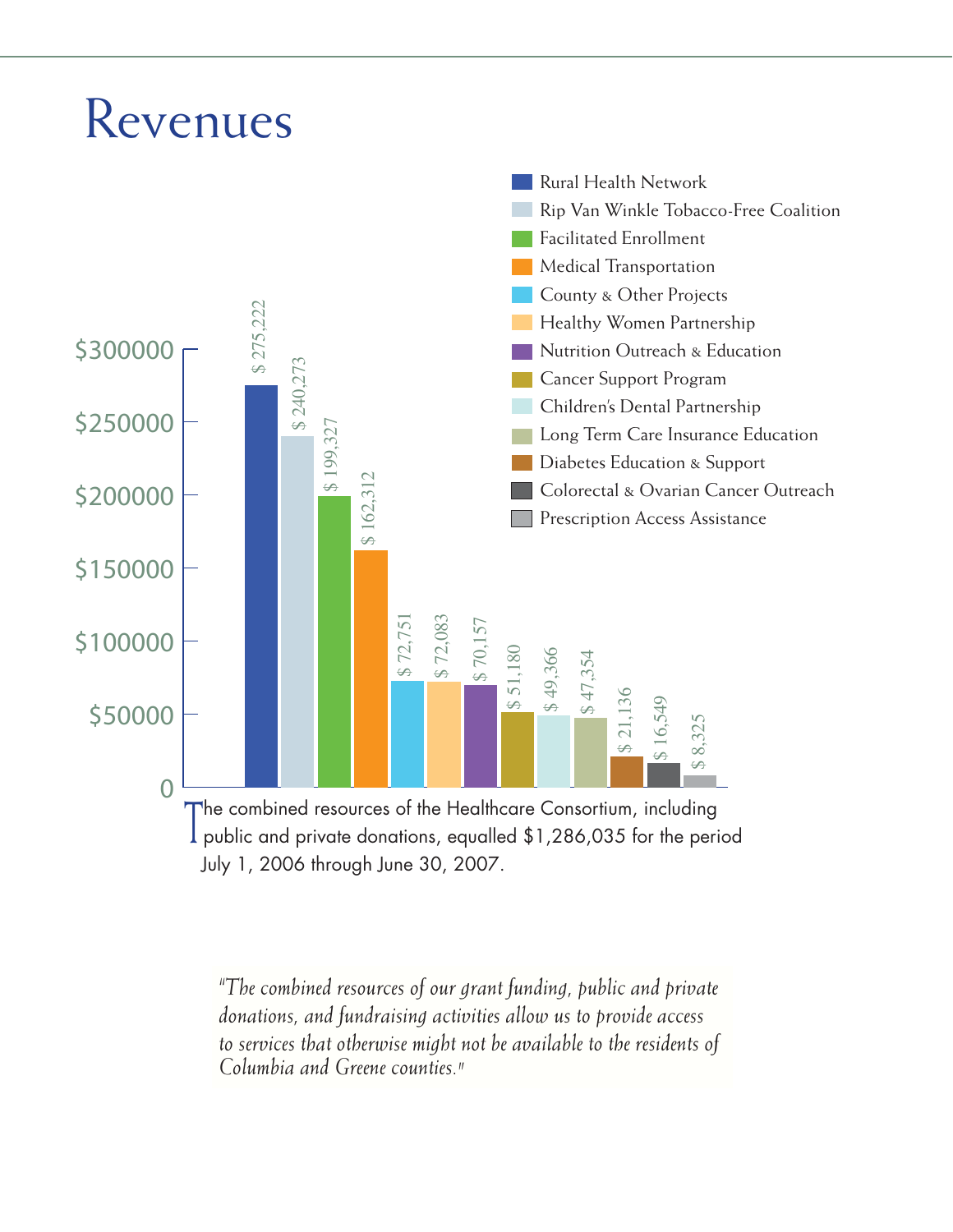# Revenues

| Program | Revenue |
| --- | --- |
| Rural Health Network | $ 275,222 |
| Rip Van Winkle Tobacco-Free Coalition | $ 240,273 |
| Facilitated Enrollment | $ 199,327 |
| Medical Transportation | $ 162,312 |
| County & Other Projects | $ 72,751 |
| Healthy Women Partnership | $ 72,083 |
| Nutrition Outreach & Education | $ 70,157 |
| Cancer Support Program | $ 51,180 |
| Children's Dental Partnership | $ 49,366 |
| Long Term Care Insurance Education | $ 47,354 |
| Diabetes Education & Support | $ 21,136 |
| Colorectal & Ovarian Cancer Outreach | $ 16,549 |
| Prescription Access Assistance | $ 8,325 |

The combined resources of the Healthcare Consortium, including public and private donations, equalled $1,286,035 for the period July 1, 2006 through June 30, 2007.

*"The combined resources of our grant funding, public and private donations, and fundraising activities allow us to provide access to services that otherwise might not be available to the residents of Columbia and Greene counties."*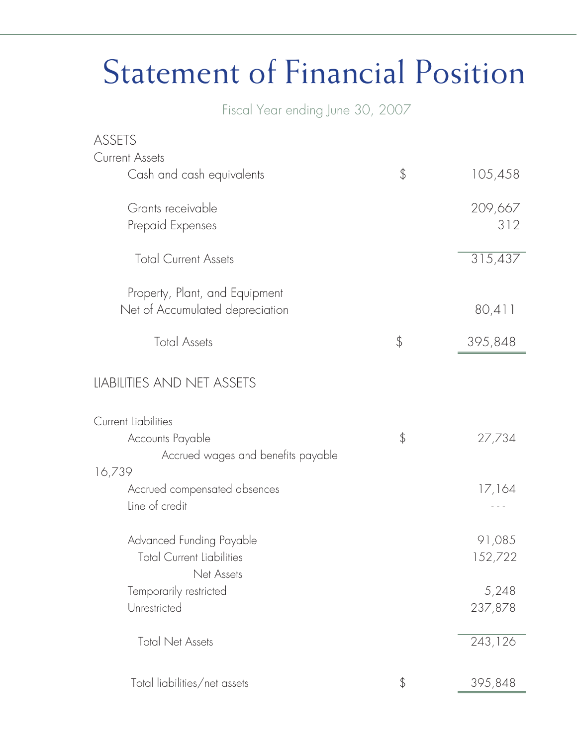# Statement of Financial Position

Fiscal Year ending June 30, 2007

| | | |
|---|---|---|
| **ASSETS** | | |
| Current Assets | | |
| Cash and cash equivalents | $ | 105,458 |
| Grants receivable | | 209,667 |
| Prepaid Expenses | | 312 |
| Total Current Assets | | 315,437 |
| Property, Plant, and Equipment Net of Accumulated depreciation | | 80,411 |
| Total Assets | $ | 395,848 |
| **LIABILITIES AND NET ASSETS** | | |
| Current Liabilities | | |
| Accounts Payable | $ | 27,734 |
| Accrued wages and benefits payable | | 16,739 |
| Accrued compensated absences | | 17,164 |
| Line of credit | | --- |
| Advanced Funding Payable | | 91,085 |
| Total Current Liabilities | | 152,722 |
| Net Assets | | |
| Temporarily restricted | | 5,248 |
| Unrestricted | | 237,878 |
| Total Net Assets | | 243,126 |
| Total liabilities/net assets | $ | 395,848 |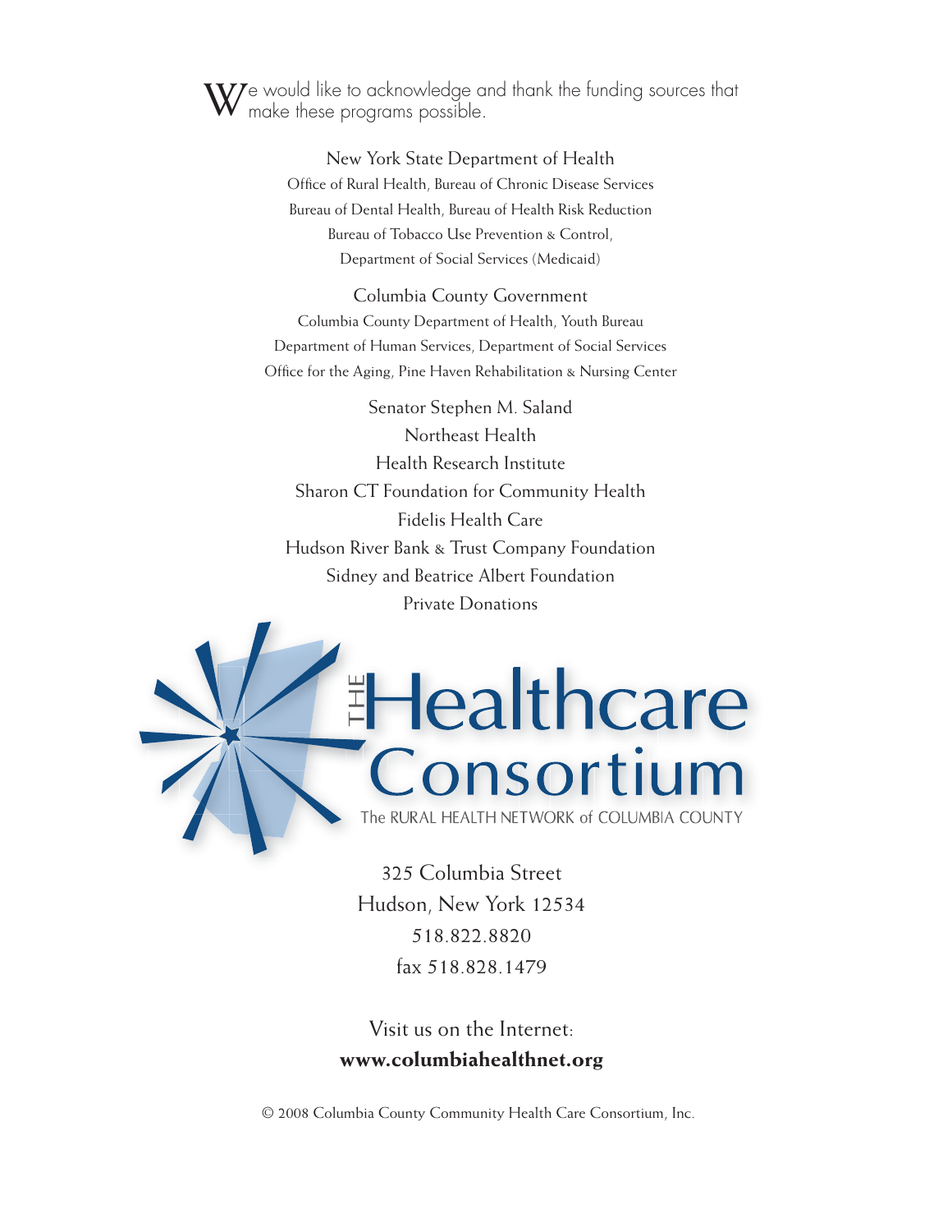We would like to acknowledge and thank the funding sources that make these programs possible.

New York State Department of Health
Office of Rural Health, Bureau of Chronic Disease Services
Bureau of Dental Health, Bureau of Health Risk Reduction
Bureau of Tobacco Use Prevention & Control,
Department of Social Services (Medicaid)

Columbia County Government
Columbia County Department of Health, Youth Bureau
Department of Human Services, Department of Social Services
Office for the Aging, Pine Haven Rehabilitation & Nursing Center

Senator Stephen M. Saland
Northeast Health
Health Research Institute
Sharon CT Foundation for Community Health
Fidelis Health Care
Hudson River Bank & Trust Company Foundation
Sidney and Beatrice Albert Foundation
Private Donations

THE Healthcare Consortium
The RURAL HEALTH NETWORK of COLUMBIA COUNTY

325 Columbia Street
Hudson, New York 12534
518.822.8820
fax 518.828.1479

Visit us on the Internet:
**www.columbiahealthnet.org**

© 2008 Columbia County Community Health Care Consortium, Inc.